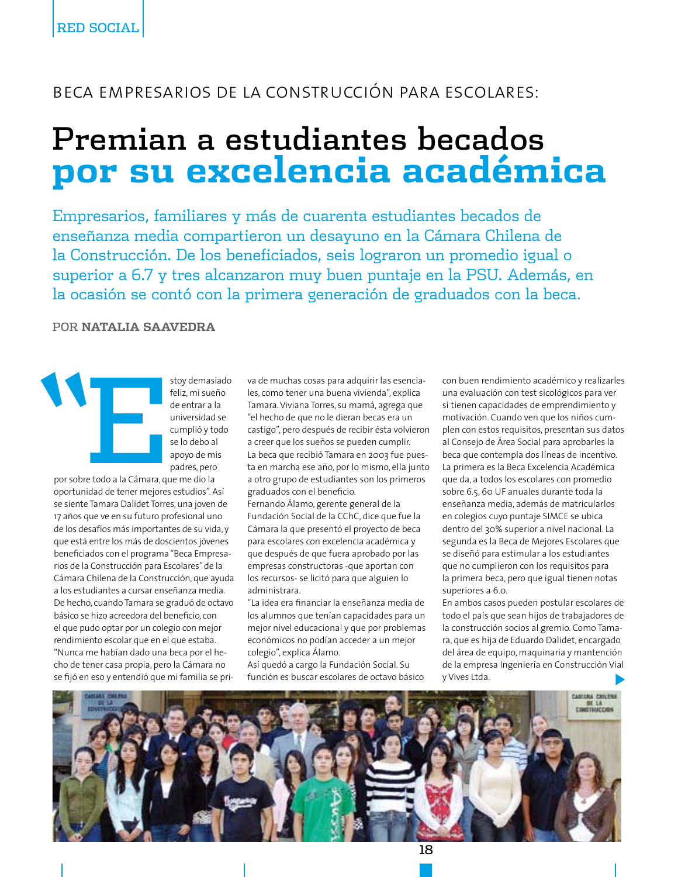RED SOCIAL

BECA EMPRESARIOS DE LA CONSTRUCCIÓN PARA ESCOLARES:

# Premian a estudiantes becados por su excelencia académica

Empresarios, familiares y más de cuarenta estudiantes becados de enseñanza media compartieron un desayuno en la Cámara Chilena de la Construcción. De los beneficiados, seis lograron un promedio igual o superior a 6.7 y tres alcanzaron muy buen puntaje en la PSU. Además, en la ocasión se contó con la primera generación de graduados con la beca.

POR **NATALIA SAAVEDRA**

"Estoy demasiado feliz, mi sueño de entrar a la universidad se cumplió y todo se lo debo al apoyo de mis padres, pero por sobre todo a la Cámara, que me dio la oportunidad de tener mejores estudios". Así se siente Tamara Dalidet Torres, una joven de 17 años que ve en su futuro profesional uno de los desafíos más importantes de su vida, y que está entre los más de doscientos jóvenes beneficiados con el programa "Beca Empresarios de la Construcción para Escolares" de la Cámara Chilena de la Construcción, que ayuda a los estudiantes a cursar enseñanza media.

De hecho, cuando Tamara se graduó de octavo básico se hizo acreedora del beneficio, con el que pudo optar por un colegio con mejor rendimiento escolar que en el que estaba.

"Nunca me habían dado una beca por el hecho de tener casa propia, pero la Cámara no se fijó en eso y entendió que mi familia se priva de muchas cosas para adquirir las esenciales, como tener una buena vivienda", explica Tamara. Viviana Torres, su mamá, agrega que "el hecho de que no le dieran becas era un castigo", pero después de recibir ésta volvieron a creer que los sueños se pueden cumplir.

La beca que recibió Tamara en 2003 fue puesta en marcha ese año, por lo mismo, ella junto a otro grupo de estudiantes son los primeros graduados con el beneficio.

Fernando Álamo, gerente general de la Fundación Social de la CChC, dice que fue la Cámara la que presentó el proyecto de beca para escolares con excelencia académica y que después de que fuera aprobado por las empresas constructoras -que aportan con los recursos- se licitó para que alguien lo administrara.

"La idea era financiar la enseñanza media de los alumnos que tenían capacidades para un mejor nivel educacional y que por problemas económicos no podían acceder a un mejor colegio", explica Álamo.

Así quedó a cargo la Fundación Social. Su función es buscar escolares de octavo básico con buen rendimiento académico y realizarles una evaluación con test sicológicos para ver si tienen capacidades de emprendimiento y motivación. Cuando ven que los niños cumplen con estos requisitos, presentan sus datos al Consejo de Área Social para aprobarles la beca que contempla dos líneas de incentivo.

La primera es la Beca Excelencia Académica que da, a todos los escolares con promedio sobre 6.5, 60 UF anuales durante toda la enseñanza media, además de matricularlos en colegios cuyo puntaje SIMCE se ubica dentro del 30% superior a nivel nacional. La segunda es la Beca de Mejores Escolares que se diseñó para estimular a los estudiantes que no cumplieron con los requisitos para la primera beca, pero que igual tienen notas superiores a 6.0.

En ambos casos pueden postular escolares de todo el país que sean hijos de trabajadores de la construcción socios al gremio. Como Tamara, que es hija de Eduardo Dalidet, encargado del área de equipo, maquinaria y mantención de la empresa Ingeniería en Construcción Vial y Vives Ltda.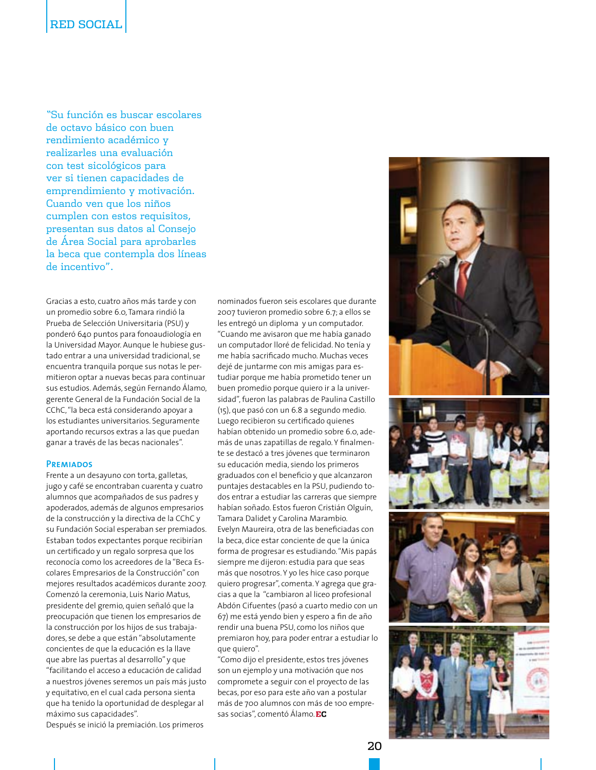"Su función es buscar escolares de octavo básico con buen rendimiento académico y realizarles una evaluación con test sicológicos para ver si tienen capacidades de emprendimiento y motivación. Cuando ven que los niños cumplen con estos requisitos, presentan sus datos al Consejo de Área Social para aprobarles la beca que contempla dos líneas de incentivo".

Gracias a esto, cuatro años más tarde y con un promedio sobre 6.0, Tamara rindió la Prueba de Selección Universitaria (PSU) y ponderó 640 puntos para fonoaudiología en la Universidad Mayor. Aunque le hubiese gustado entrar a una universidad tradicional, se encuentra tranquila porque sus notas le permitieron optar a nuevas becas para continuar sus estudios. Además, según Fernando Álamo, gerente General de la Fundación Social de la CChC, "la beca está considerando apoyar a los estudiantes universitarios. Seguramente aportando recursos extras a las que puedan ganar a través de las becas nacionales".

## Premiados

Frente a un desayuno con torta, galletas, jugo y café se encontraban cuarenta y cuatro alumnos que acompañados de sus padres y apoderados, además de algunos empresarios de la construcción y la directiva de la CChC y su Fundación Social esperaban ser premiados. Estaban todos expectantes porque recibirían un certificado y un regalo sorpresa que los reconocía como los acreedores de la "Beca Escolares Empresarios de la Construcción" con mejores resultados académicos durante 2007. Comenzó la ceremonia, Luis Nario Matus, presidente del gremio, quien señaló que la preocupación que tienen los empresarios de la construcción por los hijos de sus trabajadores, se debe a que están "absolutamente concientes de que la educación es la llave que abre las puertas al desarrollo" y que "facilitando el acceso a educación de calidad a nuestros jóvenes seremos un país más justo y equitativo, en el cual cada persona sienta que ha tenido la oportunidad de desplegar al máximo sus capacidades".

Después se inició la premiación. Los primeros nominados fueron seis escolares que durante 2007 tuvieron promedio sobre 6.7; a ellos se les entregó un diploma y un computador. "Cuando me avisaron que me había ganado un computador lloré de felicidad. No tenía y me había sacrificado mucho. Muchas veces dejé de juntarme con mis amigas para estudiar porque me había prometido tener un buen promedio porque quiero ir a la universidad", fueron las palabras de Paulina Castillo (15), que pasó con un 6.8 a segundo medio. Luego recibieron su certificado quienes habían obtenido un promedio sobre 6.0, además de unas zapatillas de regalo. Y finalmente se destacó a tres jóvenes que terminaron su educación media, siendo los primeros graduados con el beneficio y que alcanzaron puntajes destacables en la PSU, pudiendo todos entrar a estudiar las carreras que siempre habían soñado. Estos fueron Cristián Olguín, Tamara Dalidet y Carolina Marambio.

Evelyn Maureira, otra de las beneficiadas con la beca, dice estar conciente de que la única forma de progresar es estudiando. "Mis papás siempre me dijeron: estudia para que seas más que nosotros. Y yo les hice caso porque quiero progresar", comenta. Y agrega que gracias a que la "cambiaron al liceo profesional Abdón Cifuentes (pasó a cuarto medio con un 67) me está yendo bien y espero a fin de año rendir una buena PSU, como los niños que premiaron hoy, para poder entrar a estudiar lo que quiero".

"Como dijo el presidente, estos tres jóvenes son un ejemplo y una motivación que nos compromete a seguir con el proyecto de las becas, por eso para este año van a postular más de 700 alumnos con más de 100 empresas socias", comentó Álamo. **EC**